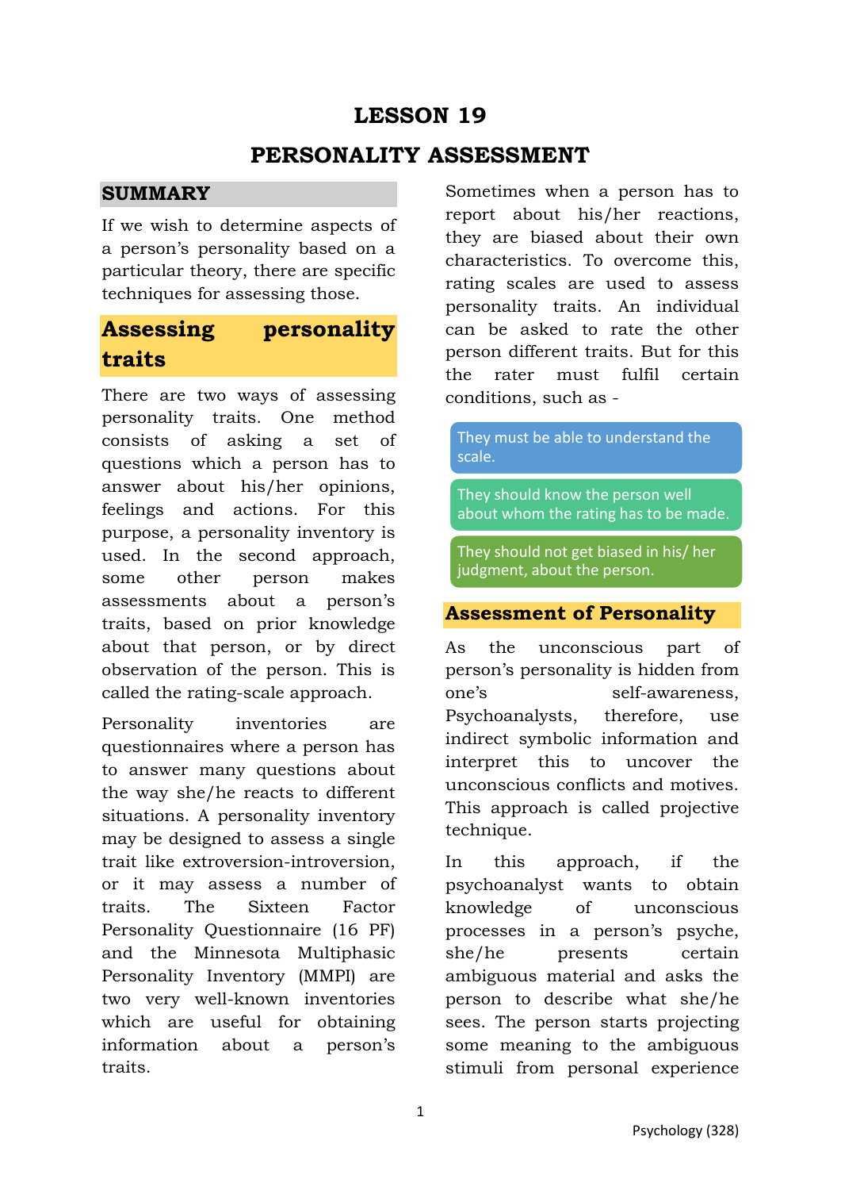# LESSON 19

# PERSONALITY ASSESSMENT

## SUMMARY

If we wish to determine aspects of a person's personality based on a particular theory, there are specific techniques for assessing those.

## Assessing personality traits

There are two ways of assessing personality traits. One method consists of asking a set of questions which a person has to answer about his/her opinions, feelings and actions. For this purpose, a personality inventory is used. In the second approach, some other person makes assessments about a person's traits, based on prior knowledge about that person, or by direct observation of the person. This is called the rating-scale approach.

Personality inventories are questionnaires where a person has to answer many questions about the way she/he reacts to different situations. A personality inventory may be designed to assess a single trait like extroversion-introversion, or it may assess a number of traits. The Sixteen Factor Personality Questionnaire (16 PF) and the Minnesota Multiphasic Personality Inventory (MMPI) are two very well-known inventories which are useful for obtaining information about a person's traits.

Sometimes when a person has to report about his/her reactions, they are biased about their own characteristics. To overcome this, rating scales are used to assess personality traits. An individual can be asked to rate the other person different traits. But for this the rater must fulfil certain conditions, such as -

- They must be able to understand the scale.
- They should know the person well about whom the rating has to be made.
- They should not get biased in his/ her judgment, about the person.

## Assessment of Personality

As the unconscious part of person's personality is hidden from one's self-awareness, Psychoanalysts, therefore, use indirect symbolic information and interpret this to uncover the unconscious conflicts and motives. This approach is called projective technique.

In this approach, if the psychoanalyst wants to obtain knowledge of unconscious processes in a person's psyche, she/he presents certain ambiguous material and asks the person to describe what she/he sees. The person starts projecting some meaning to the ambiguous stimuli from personal experience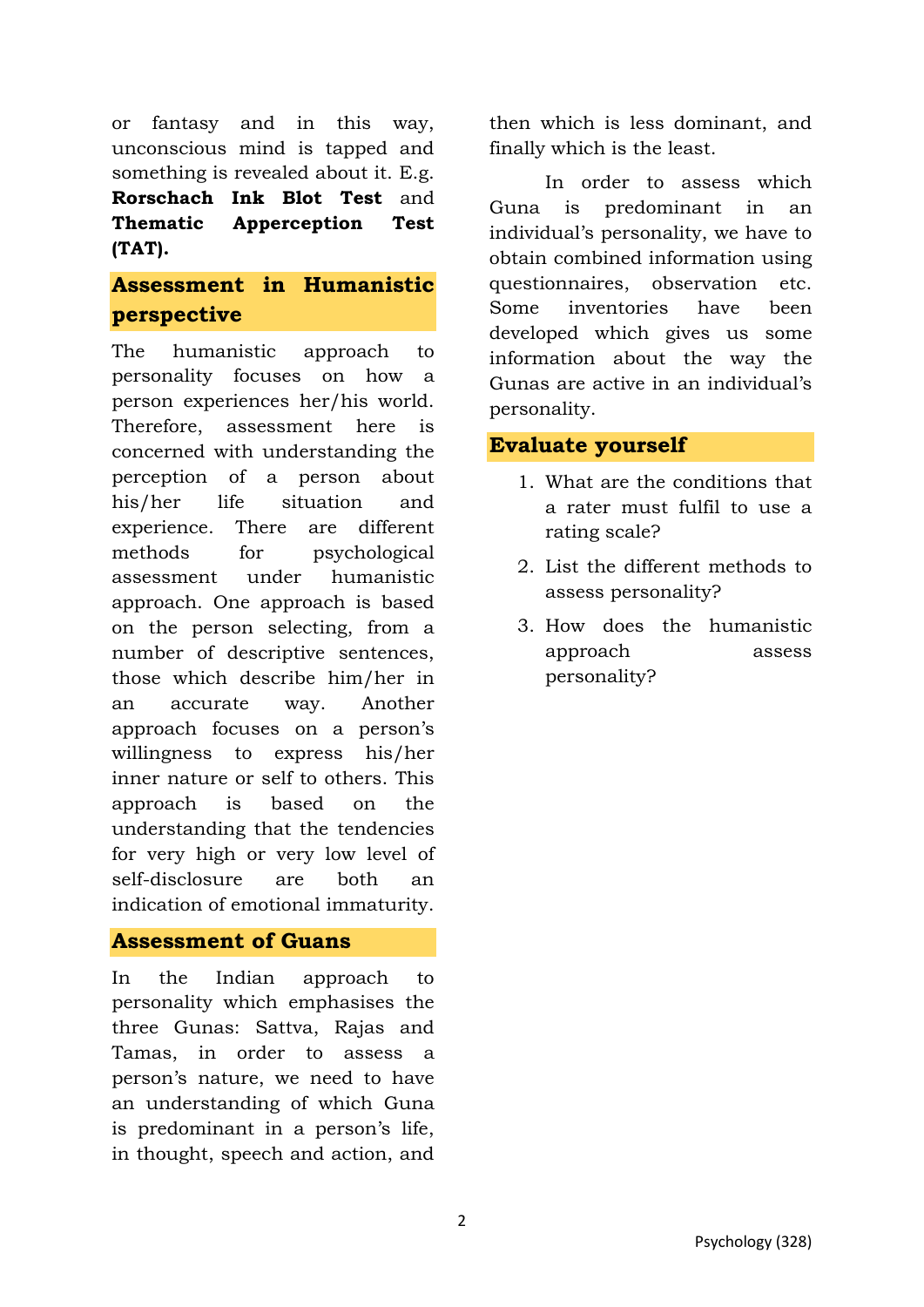or fantasy and in this way, unconscious mind is tapped and something is revealed about it. E.g. **Rorschach Ink Blot Test** and **Thematic Apperception Test (TAT).**

## Assessment in Humanistic perspective

The humanistic approach to personality focuses on how a person experiences her/his world. Therefore, assessment here is concerned with understanding the perception of a person about his/her life situation and experience. There are different methods for psychological assessment under humanistic approach. One approach is based on the person selecting, from a number of descriptive sentences, those which describe him/her in an accurate way. Another approach focuses on a person's willingness to express his/her inner nature or self to others. This approach is based on the understanding that the tendencies for very high or very low level of self-disclosure are both an indication of emotional immaturity.

## Assessment of Guans

In the Indian approach to personality which emphasises the three Gunas: Sattva, Rajas and Tamas, in order to assess a person's nature, we need to have an understanding of which Guna is predominant in a person's life, in thought, speech and action, and then which is less dominant, and finally which is the least.

In order to assess which Guna is predominant in an individual's personality, we have to obtain combined information using questionnaires, observation etc. Some inventories have been developed which gives us some information about the way the Gunas are active in an individual's personality.

## Evaluate yourself

1. What are the conditions that a rater must fulfil to use a rating scale?
2. List the different methods to assess personality?
3. How does the humanistic approach assess personality?